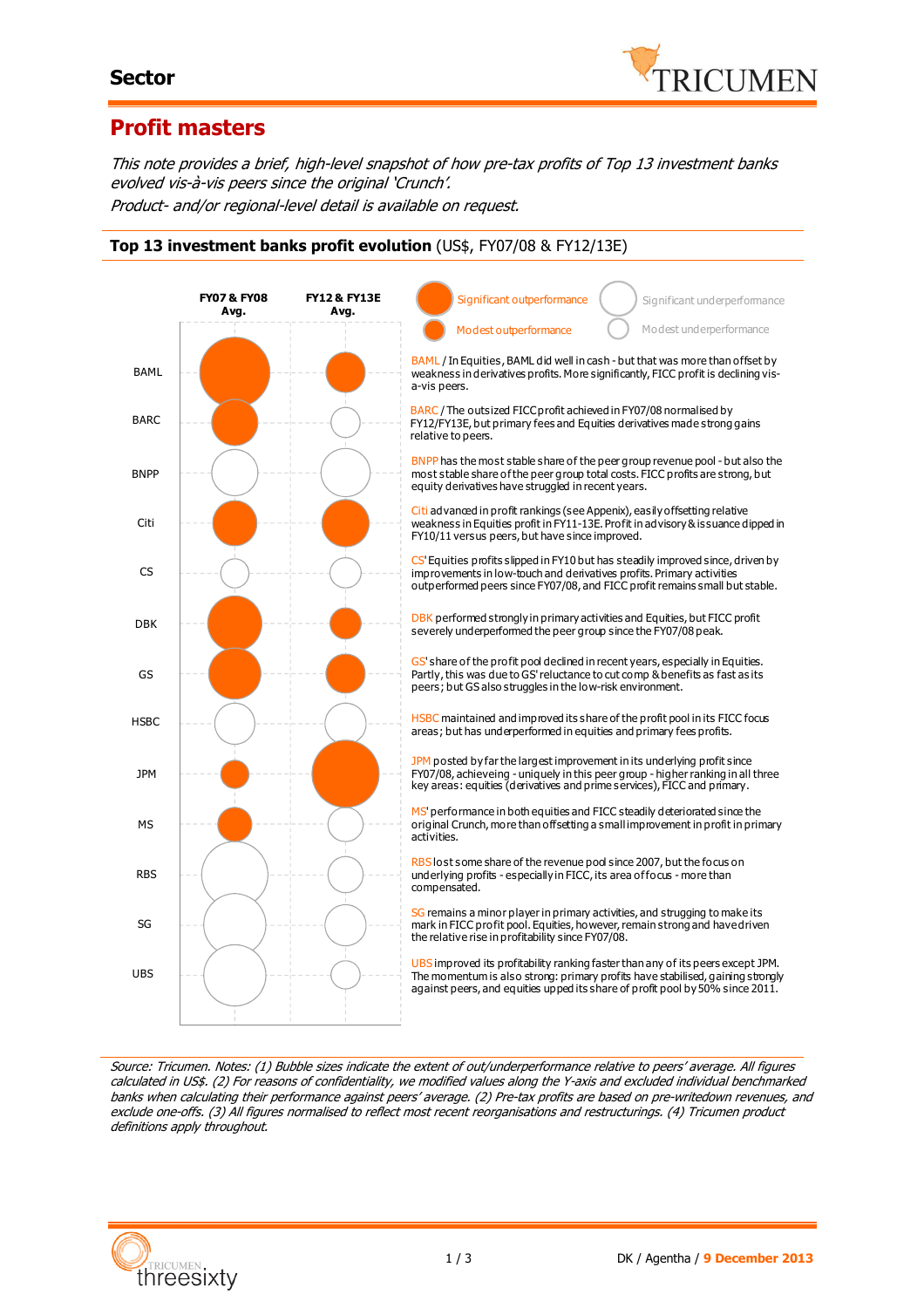# Sector

## Profit masters

*This note provides a brief, high-level snapshot of how pre-tax profits of Top 13 investment banks evolved vis-à-vis peers since the original 'Crunch'.*
*Product- and/or regional-level detail is available on request.*

### Top 13 investment banks profit evolution (US$, FY07/08 & FY12/13E)

Legend: Significant outperformance / Modest outperformance / Significant underperformance / Modest underperformance

| Bank | FY07 & FY08 Avg. | FY12 & FY13E Avg. |
|---|---|---|
| BAML | Significant outperformance | Modest outperformance |
| BARC | Significant outperformance | Modest underperformance |
| BNPP | Significant underperformance | Significant underperformance |
| Citi | Significant outperformance | Significant outperformance |
| CS | Modest underperformance | Modest underperformance |
| DBK | Significant outperformance | Modest outperformance |
| GS | Significant outperformance | Modest outperformance |
| HSBC | Significant underperformance | Significant underperformance |
| JPM | Modest outperformance | Significant outperformance |
| MS | Modest outperformance | Modest underperformance |
| RBS | Significant underperformance | Modest underperformance |
| SG | Significant underperformance | Significant underperformance |
| UBS | Significant underperformance | Modest underperformance |

BAML / In Equities, BAML did well in cash - but that was more than offset by weakness in derivatives profits. More significantly, FICC profit is declining vis-a-vis peers.

BARC / The outsized FICC profit achieved in FY07/08 normalised by FY12/FY13E, but primary fees and Equities derivatives made strong gains relative to peers.

BNPP has the most stable share of the peer group revenue pool - but also the most stable share of the peer group total costs. FICC profits are strong, but equity derivatives have struggled in recent years.

Citi advanced in profit rankings (see Appenix), easily offsetting relative weakness in Equities profit in FY11-13E. Profit in advisory & issuance dipped in FY10/11 versus peers, but have since improved.

CS' Equities profits slipped in FY10 but has steadily improved since, driven by improvements in low-touch and derivatives profits. Primary activities outperformed peers since FY07/08, and FICC profit remains small but stable.

DBK performed strongly in primary activities and Equities, but FICC profit severely underperformed the peer group since the FY07/08 peak.

GS' share of the profit pool declined in recent years, especially in Equities. Partly, this was due to GS' reluctance to cut comp & benefits as fast as its peers; but GS also struggles in the low-risk environment.

HSBC maintained and improved its share of the profit pool in its FICC focus areas; but has underperformed in equities and primary fees profits.

JPM posted by far the largest improvement in its underlying profit since FY07/08, achieveing - uniquely in this peer group - higher ranking in all three key areas: equities (derivatives and prime services), FICC and primary.

MS' performance in both equities and FICC steadily deteriorated since the original Crunch, more than offsetting a small improvement in profit in primary activities.

RBS lost some share of the revenue pool since 2007, but the focus on underlying profits - especially in FICC, its area of focus - more than compensated.

SG remains a minor player in primary activities, and strugging to make its mark in FICC profit pool. Equities, however, remain strong and have driven the relative rise in profitability since FY07/08.

UBS improved its profitability ranking faster than any of its peers except JPM. The momentum is also strong: primary profits have stabilised, gaining strongly against peers, and equities upped its share of profit pool by 50% since 2011.

*Source: Tricumen. Notes: (1) Bubble sizes indicate the extent of out/underperformance relative to peers' average. All figures calculated in US$. (2) For reasons of confidentiality, we modified values along the Y-axis and excluded individual benchmarked banks when calculating their performance against peers' average. (2) Pre-tax profits are based on pre-writedown revenues, and exclude one-offs. (3) All figures normalised to reflect most recent reorganisations and restructurings. (4) Tricumen product definitions apply throughout.*

DK / Agentha / **9 December 2013**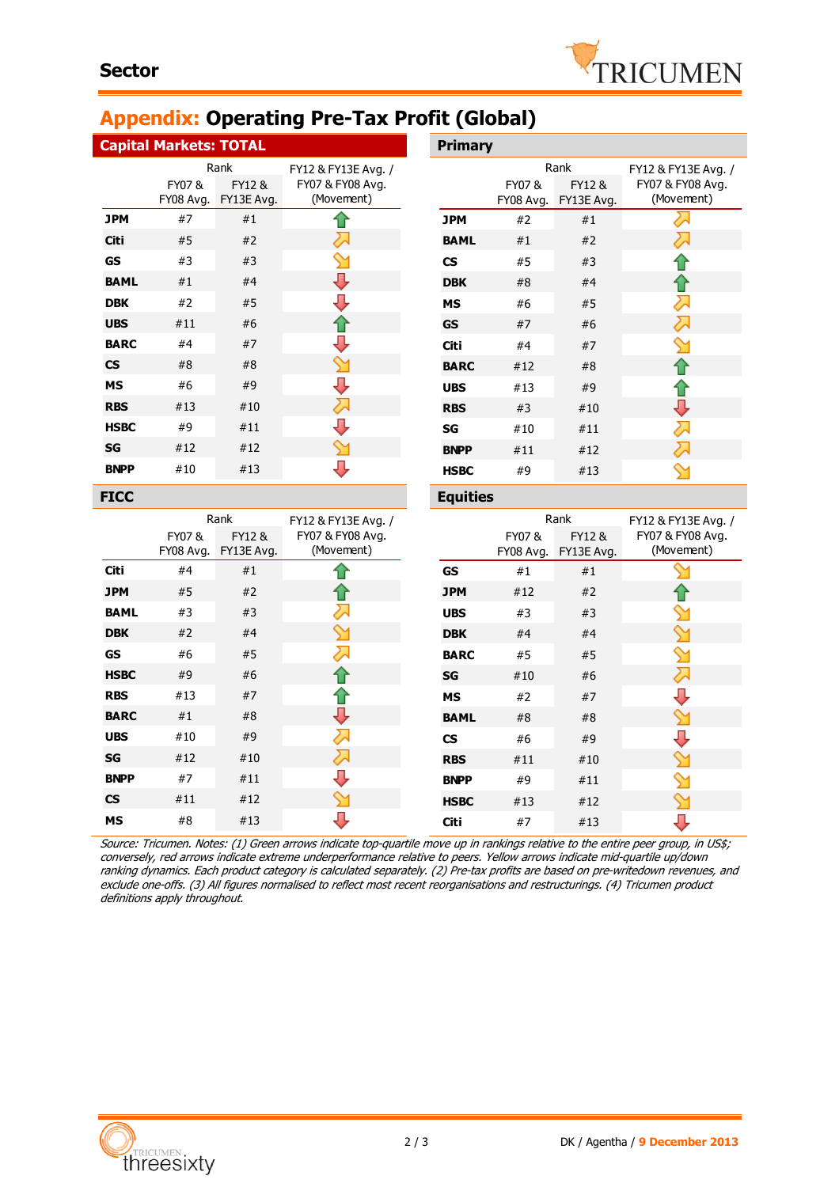# Appendix: Operating Pre-Tax Profit (Global)

## Capital Markets: TOTAL

| | Rank | | FY12 & FY13E Avg. / FY07 & FY08 Avg. (Movement) |
|---|---|---|---|
| | FY07 & FY08 Avg. | FY12 & FY13E Avg. | |
| **JPM** | #7 | #1 | ⬆ (green) |
| **Citi** | #5 | #2 | ↗ (yellow) |
| **GS** | #3 | #3 | ↘ (yellow) |
| **BAML** | #1 | #4 | ⬇ (red) |
| **DBK** | #2 | #5 | ⬇ (red) |
| **UBS** | #11 | #6 | ⬆ (green) |
| **BARC** | #4 | #7 | ⬇ (red) |
| **CS** | #8 | #8 | ↘ (yellow) |
| **MS** | #6 | #9 | ⬇ (red) |
| **RBS** | #13 | #10 | ↗ (yellow) |
| **HSBC** | #9 | #11 | ⬇ (red) |
| **SG** | #12 | #12 | ↘ (yellow) |
| **BNPP** | #10 | #13 | ⬇ (red) |

## Primary

| | Rank | | FY12 & FY13E Avg. / FY07 & FY08 Avg. (Movement) |
|---|---|---|---|
| | FY07 & FY08 Avg. | FY12 & FY13E Avg. | |
| **JPM** | #2 | #1 | ↗ (yellow) |
| **BAML** | #1 | #2 | ↗ (yellow) |
| **CS** | #5 | #3 | ⬆ (green) |
| **DBK** | #8 | #4 | ⬆ (green) |
| **MS** | #6 | #5 | ↗ (yellow) |
| **GS** | #7 | #6 | ↗ (yellow) |
| **Citi** | #4 | #7 | ↘ (yellow) |
| **BARC** | #12 | #8 | ⬆ (green) |
| **UBS** | #13 | #9 | ⬆ (green) |
| **RBS** | #3 | #10 | ⬇ (red) |
| **SG** | #10 | #11 | ↗ (yellow) |
| **BNPP** | #11 | #12 | ↗ (yellow) |
| **HSBC** | #9 | #13 | ↘ (yellow) |

## FICC

| | Rank | | FY12 & FY13E Avg. / FY07 & FY08 Avg. (Movement) |
|---|---|---|---|
| | FY07 & FY08 Avg. | FY12 & FY13E Avg. | |
| **Citi** | #4 | #1 | ⬆ (green) |
| **JPM** | #5 | #2 | ⬆ (green) |
| **BAML** | #3 | #3 | ↗ (yellow) |
| **DBK** | #2 | #4 | ↘ (yellow) |
| **GS** | #6 | #5 | ↗ (yellow) |
| **HSBC** | #9 | #6 | ⬆ (green) |
| **RBS** | #13 | #7 | ⬆ (green) |
| **BARC** | #1 | #8 | ⬇ (red) |
| **UBS** | #10 | #9 | ↗ (yellow) |
| **SG** | #12 | #10 | ↗ (yellow) |
| **BNPP** | #7 | #11 | ⬇ (red) |
| **CS** | #11 | #12 | ↘ (yellow) |
| **MS** | #8 | #13 | ⬇ (red) |

## Equities

| | Rank | | FY12 & FY13E Avg. / FY07 & FY08 Avg. (Movement) |
|---|---|---|---|
| | FY07 & FY08 Avg. | FY12 & FY13E Avg. | |
| **GS** | #1 | #1 | ↘ (yellow) |
| **JPM** | #12 | #2 | ⬆ (green) |
| **UBS** | #3 | #3 | ↘ (yellow) |
| **DBK** | #4 | #4 | ↘ (yellow) |
| **BARC** | #5 | #5 | ↘ (yellow) |
| **SG** | #10 | #6 | ↗ (yellow) |
| **MS** | #2 | #7 | ⬇ (red) |
| **BAML** | #8 | #8 | ↘ (yellow) |
| **CS** | #6 | #9 | ⬇ (red) |
| **RBS** | #11 | #10 | ↘ (yellow) |
| **BNPP** | #9 | #11 | ↘ (yellow) |
| **HSBC** | #13 | #12 | ↘ (yellow) |
| **Citi** | #7 | #13 | ⬇ (red) |

*Source: Tricumen. Notes: (1) Green arrows indicate top-quartile move up in rankings relative to the entire peer group, in US$; conversely, red arrows indicate extreme underperformance relative to peers. Yellow arrows indicate mid-quartile up/down ranking dynamics. Each product category is calculated separately. (2) Pre-tax profits are based on pre-writedown revenues, and exclude one-offs. (3) All figures normalised to reflect most recent reorganisations and restructurings. (4) Tricumen product definitions apply throughout.*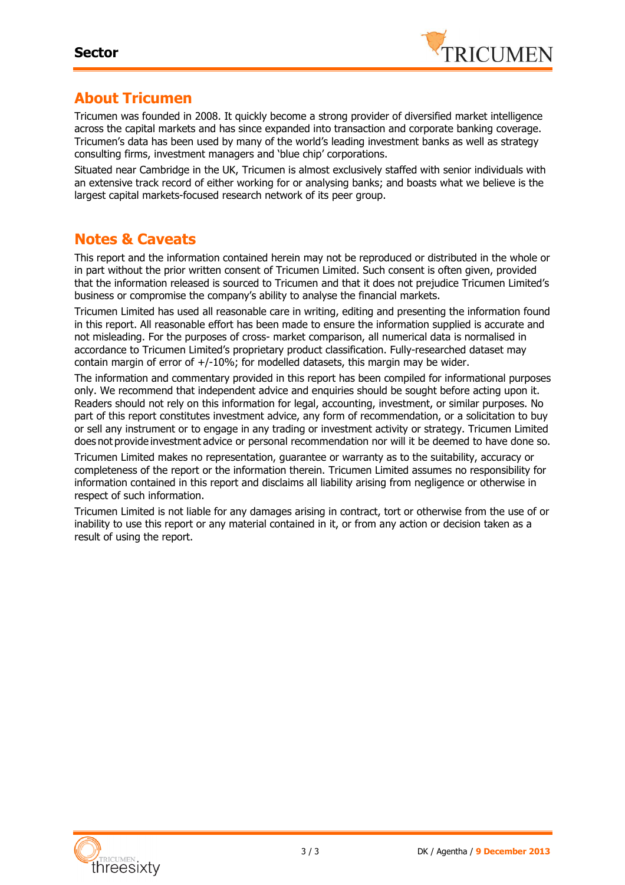## About Tricumen

Tricumen was founded in 2008. It quickly become a strong provider of diversified market intelligence across the capital markets and has since expanded into transaction and corporate banking coverage. Tricumen's data has been used by many of the world's leading investment banks as well as strategy consulting firms, investment managers and 'blue chip' corporations.

Situated near Cambridge in the UK, Tricumen is almost exclusively staffed with senior individuals with an extensive track record of either working for or analysing banks; and boasts what we believe is the largest capital markets-focused research network of its peer group.

## Notes & Caveats

This report and the information contained herein may not be reproduced or distributed in the whole or in part without the prior written consent of Tricumen Limited. Such consent is often given, provided that the information released is sourced to Tricumen and that it does not prejudice Tricumen Limited's business or compromise the company's ability to analyse the financial markets.

Tricumen Limited has used all reasonable care in writing, editing and presenting the information found in this report. All reasonable effort has been made to ensure the information supplied is accurate and not misleading. For the purposes of cross- market comparison, all numerical data is normalised in accordance to Tricumen Limited's proprietary product classification. Fully-researched dataset may contain margin of error of +/-10%; for modelled datasets, this margin may be wider.

The information and commentary provided in this report has been compiled for informational purposes only. We recommend that independent advice and enquiries should be sought before acting upon it. Readers should not rely on this information for legal, accounting, investment, or similar purposes. No part of this report constitutes investment advice, any form of recommendation, or a solicitation to buy or sell any instrument or to engage in any trading or investment activity or strategy. Tricumen Limited does not provide investment advice or personal recommendation nor will it be deemed to have done so.

Tricumen Limited makes no representation, guarantee or warranty as to the suitability, accuracy or completeness of the report or the information therein. Tricumen Limited assumes no responsibility for information contained in this report and disclaims all liability arising from negligence or otherwise in respect of such information.

Tricumen Limited is not liable for any damages arising in contract, tort or otherwise from the use of or inability to use this report or any material contained in it, or from any action or decision taken as a result of using the report.